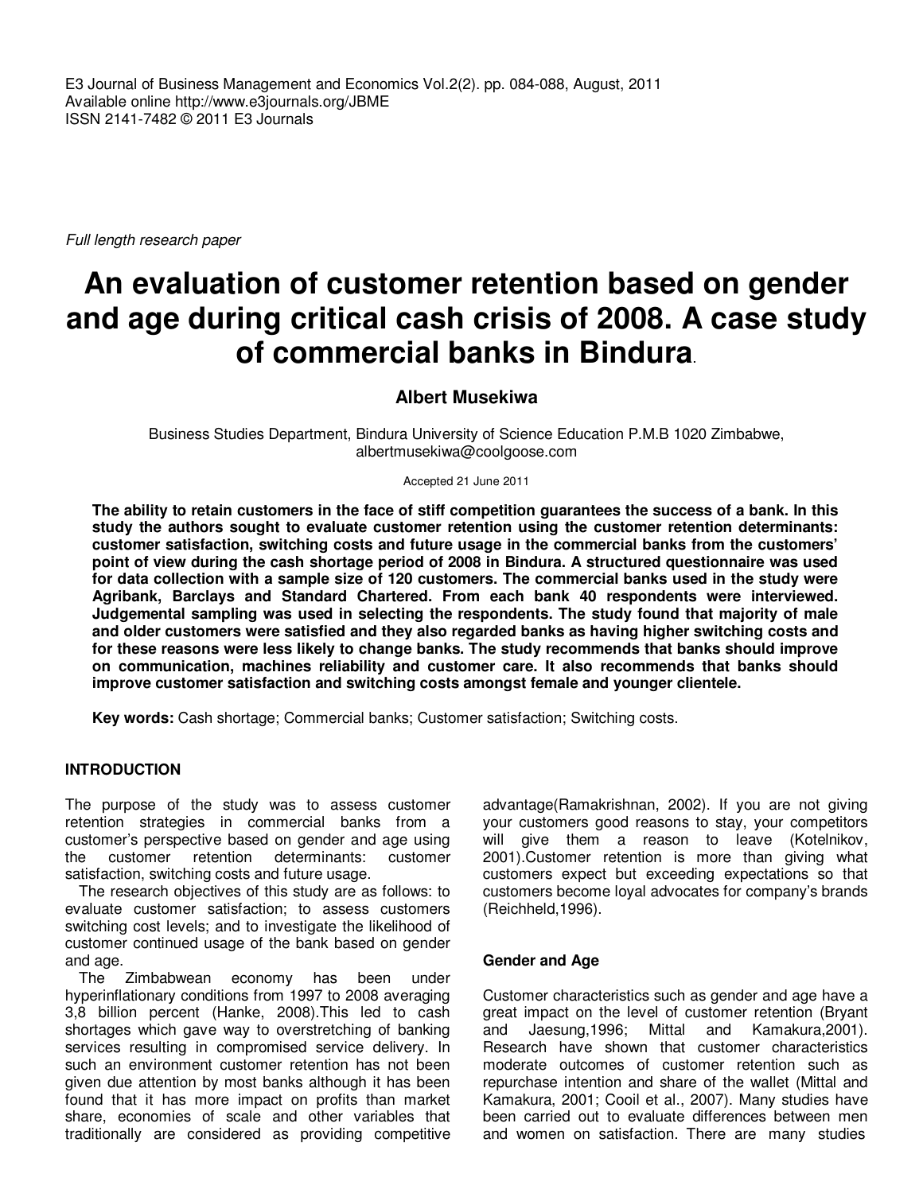E3 Journal of Business Management and Economics Vol.2(2). pp. 084-088, August, 2011
Available online http://www.e3journals.org/JBME
ISSN 2141-7482 © 2011 E3 Journals

*Full length research paper*

# An evaluation of customer retention based on gender and age during critical cash crisis of 2008. A case study of commercial banks in Bindura.

**Albert Musekiwa**

Business Studies Department, Bindura University of Science Education P.M.B 1020 Zimbabwe, albertmusekiwa@coolgoose.com

Accepted 21 June 2011

**The ability to retain customers in the face of stiff competition guarantees the success of a bank. In this study the authors sought to evaluate customer retention using the customer retention determinants: customer satisfaction, switching costs and future usage in the commercial banks from the customers' point of view during the cash shortage period of 2008 in Bindura. A structured questionnaire was used for data collection with a sample size of 120 customers. The commercial banks used in the study were Agribank, Barclays and Standard Chartered. From each bank 40 respondents were interviewed. Judgemental sampling was used in selecting the respondents. The study found that majority of male and older customers were satisfied and they also regarded banks as having higher switching costs and for these reasons were less likely to change banks. The study recommends that banks should improve on communication, machines reliability and customer care. It also recommends that banks should improve customer satisfaction and switching costs amongst female and younger clientele.**

**Key words:** Cash shortage; Commercial banks; Customer satisfaction; Switching costs.

## INTRODUCTION

The purpose of the study was to assess customer retention strategies in commercial banks from a customer's perspective based on gender and age using the customer retention determinants: customer satisfaction, switching costs and future usage.

The research objectives of this study are as follows: to evaluate customer satisfaction; to assess customers switching cost levels; and to investigate the likelihood of customer continued usage of the bank based on gender and age.

The Zimbabwean economy has been under hyperinflationary conditions from 1997 to 2008 averaging 3,8 billion percent (Hanke, 2008).This led to cash shortages which gave way to overstretching of banking services resulting in compromised service delivery. In such an environment customer retention has not been given due attention by most banks although it has been found that it has more impact on profits than market share, economies of scale and other variables that traditionally are considered as providing competitive advantage(Ramakrishnan, 2002). If you are not giving your customers good reasons to stay, your competitors will give them a reason to leave (Kotelnikov, 2001).Customer retention is more than giving what customers expect but exceeding expectations so that customers become loyal advocates for company's brands (Reichheld,1996).

### Gender and Age

Customer characteristics such as gender and age have a great impact on the level of customer retention (Bryant and Jaesung,1996; Mittal and Kamakura,2001). Research have shown that customer characteristics moderate outcomes of customer retention such as repurchase intention and share of the wallet (Mittal and Kamakura, 2001; Cooil et al., 2007). Many studies have been carried out to evaluate differences between men and women on satisfaction. There are many studies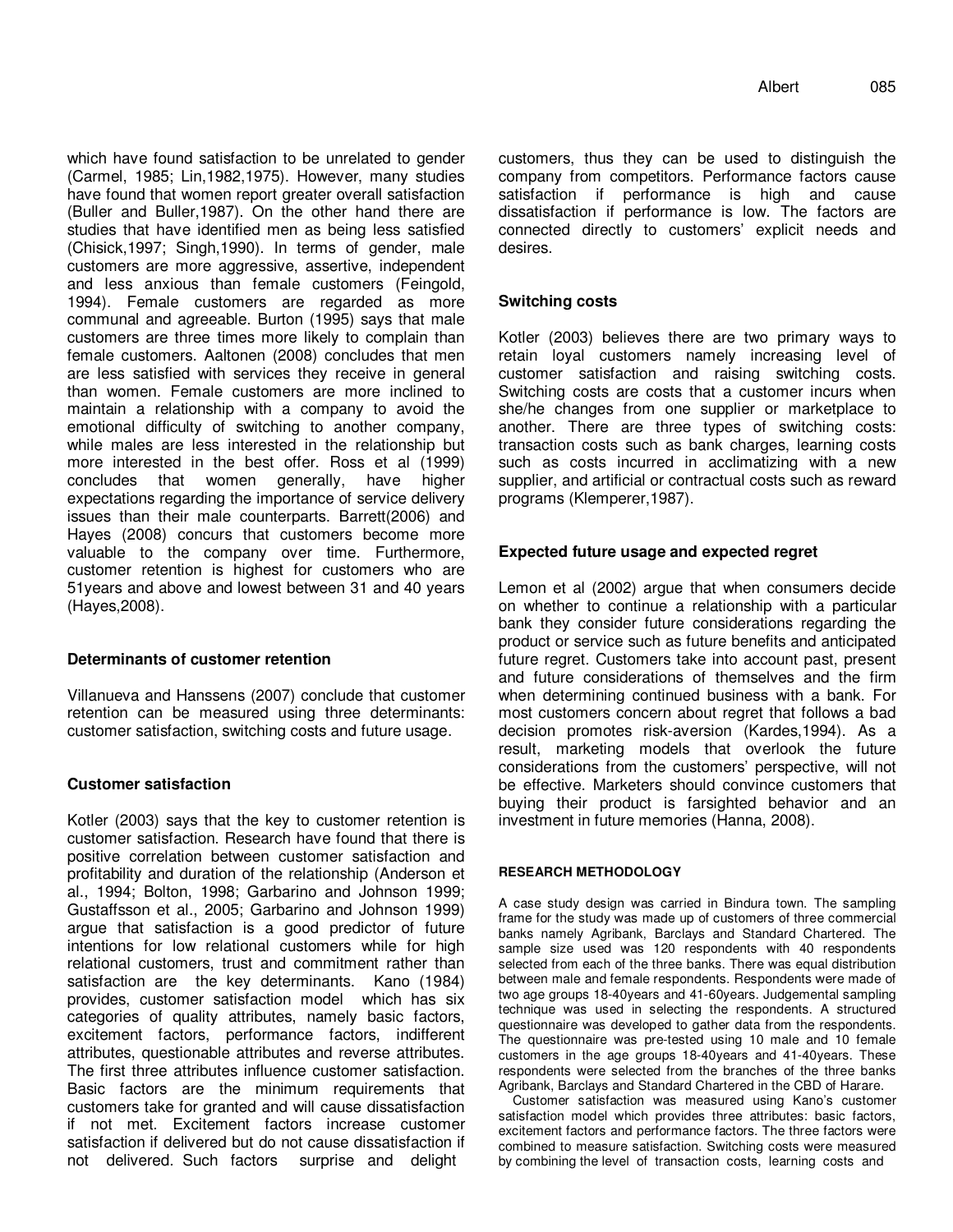which have found satisfaction to be unrelated to gender (Carmel, 1985; Lin,1982,1975). However, many studies have found that women report greater overall satisfaction (Buller and Buller,1987). On the other hand there are studies that have identified men as being less satisfied (Chisick,1997; Singh,1990). In terms of gender, male customers are more aggressive, assertive, independent and less anxious than female customers (Feingold, 1994). Female customers are regarded as more communal and agreeable. Burton (1995) says that male customers are three times more likely to complain than female customers. Aaltonen (2008) concludes that men are less satisfied with services they receive in general than women. Female customers are more inclined to maintain a relationship with a company to avoid the emotional difficulty of switching to another company, while males are less interested in the relationship but more interested in the best offer. Ross et al (1999) concludes that women generally, have higher expectations regarding the importance of service delivery issues than their male counterparts. Barrett(2006) and Hayes (2008) concurs that customers become more valuable to the company over time. Furthermore, customer retention is highest for customers who are 51years and above and lowest between 31 and 40 years (Hayes,2008).

### Determinants of customer retention

Villanueva and Hanssens (2007) conclude that customer retention can be measured using three determinants: customer satisfaction, switching costs and future usage.

### Customer satisfaction

Kotler (2003) says that the key to customer retention is customer satisfaction. Research have found that there is positive correlation between customer satisfaction and profitability and duration of the relationship (Anderson et al., 1994; Bolton, 1998; Garbarino and Johnson 1999; Gustaffsson et al., 2005; Garbarino and Johnson 1999) argue that satisfaction is a good predictor of future intentions for low relational customers while for high relational customers, trust and commitment rather than satisfaction are the key determinants. Kano (1984) provides, customer satisfaction model which has six categories of quality attributes, namely basic factors, excitement factors, performance factors, indifferent attributes, questionable attributes and reverse attributes. The first three attributes influence customer satisfaction. Basic factors are the minimum requirements that customers take for granted and will cause dissatisfaction if not met. Excitement factors increase customer satisfaction if delivered but do not cause dissatisfaction if not delivered. Such factors surprise and delight customers, thus they can be used to distinguish the company from competitors. Performance factors cause satisfaction if performance is high and cause dissatisfaction if performance is low. The factors are connected directly to customers' explicit needs and desires.

### Switching costs

Kotler (2003) believes there are two primary ways to retain loyal customers namely increasing level of customer satisfaction and raising switching costs. Switching costs are costs that a customer incurs when she/he changes from one supplier or marketplace to another. There are three types of switching costs: transaction costs such as bank charges, learning costs such as costs incurred in acclimatizing with a new supplier, and artificial or contractual costs such as reward programs (Klemperer,1987).

### Expected future usage and expected regret

Lemon et al (2002) argue that when consumers decide on whether to continue a relationship with a particular bank they consider future considerations regarding the product or service such as future benefits and anticipated future regret. Customers take into account past, present and future considerations of themselves and the firm when determining continued business with a bank. For most customers concern about regret that follows a bad decision promotes risk-aversion (Kardes,1994). As a result, marketing models that overlook the future considerations from the customers' perspective, will not be effective. Marketers should convince customers that buying their product is farsighted behavior and an investment in future memories (Hanna, 2008).

## RESEARCH METHODOLOGY

A case study design was carried in Bindura town. The sampling frame for the study was made up of customers of three commercial banks namely Agribank, Barclays and Standard Chartered. The sample size used was 120 respondents with 40 respondents selected from each of the three banks. There was equal distribution between male and female respondents. Respondents were made of two age groups 18-40years and 41-60years. Judgemental sampling technique was used in selecting the respondents. A structured questionnaire was developed to gather data from the respondents. The questionnaire was pre-tested using 10 male and 10 female customers in the age groups 18-40years and 41-40years. These respondents were selected from the branches of the three banks Agribank, Barclays and Standard Chartered in the CBD of Harare.

Customer satisfaction was measured using Kano's customer satisfaction model which provides three attributes: basic factors, excitement factors and performance factors. The three factors were combined to measure satisfaction. Switching costs were measured by combining the level of transaction costs, learning costs and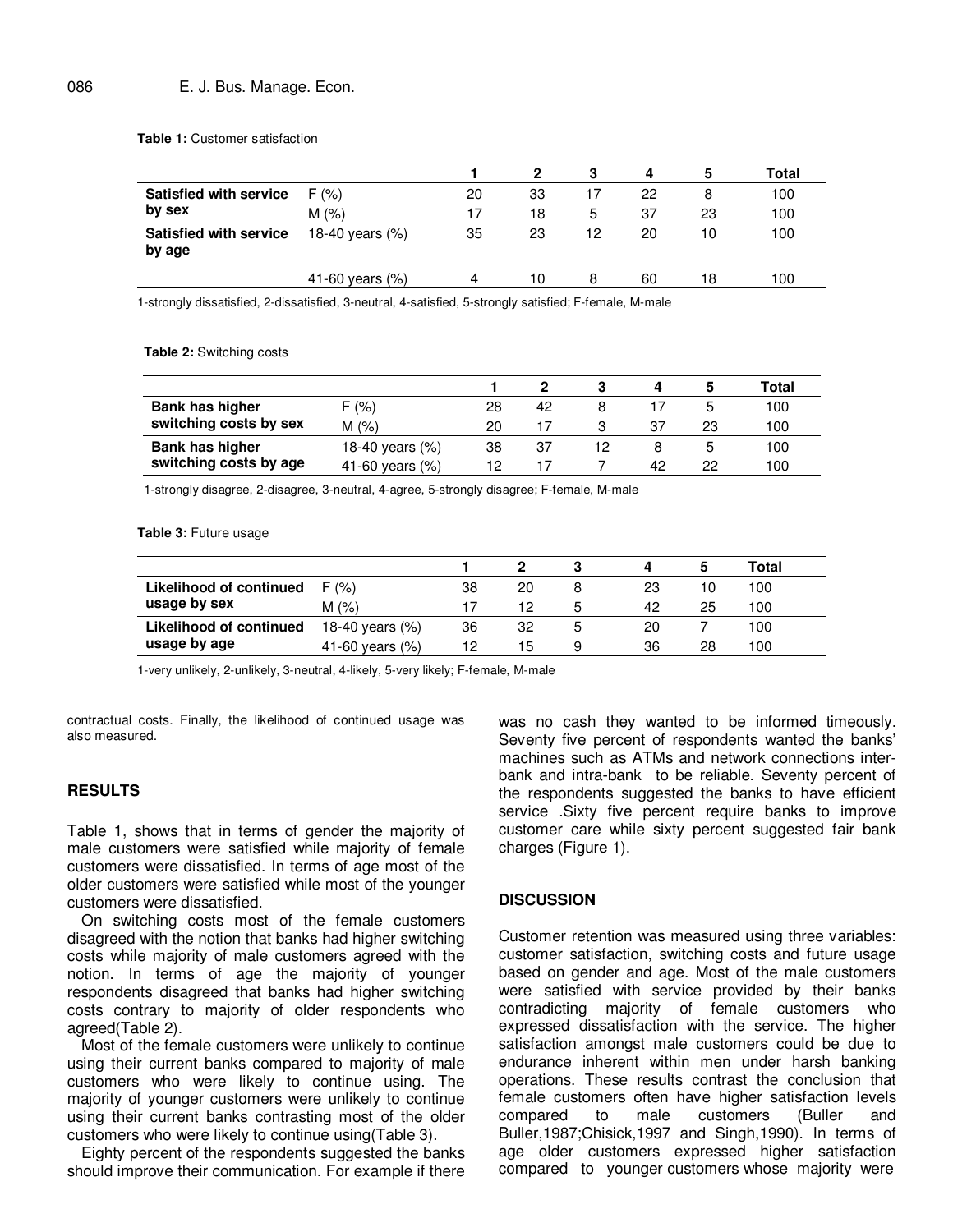**Table 1:** Customer satisfaction

| | | 1 | 2 | 3 | 4 | 5 | Total |
|---|---|---|---|---|---|---|---|
| **Satisfied with service by sex** | F (%) | 20 | 33 | 17 | 22 | 8 | 100 |
| | M (%) | 17 | 18 | 5 | 37 | 23 | 100 |
| **Satisfied with service by age** | 18-40 years (%) | 35 | 23 | 12 | 20 | 10 | 100 |
| | 41-60 years (%) | 4 | 10 | 8 | 60 | 18 | 100 |

1-strongly dissatisfied, 2-dissatisfied, 3-neutral, 4-satisfied, 5-strongly satisfied; F-female, M-male

**Table 2:** Switching costs

| | | 1 | 2 | 3 | 4 | 5 | Total |
|---|---|---|---|---|---|---|---|
| **Bank has higher switching costs by sex** | F (%) | 28 | 42 | 8 | 17 | 5 | 100 |
| | M (%) | 20 | 17 | 3 | 37 | 23 | 100 |
| **Bank has higher switching costs by age** | 18-40 years (%) | 38 | 37 | 12 | 8 | 5 | 100 |
| | 41-60 years (%) | 12 | 17 | 7 | 42 | 22 | 100 |

1-strongly disagree, 2-disagree, 3-neutral, 4-agree, 5-strongly disagree; F-female, M-male

**Table 3:** Future usage

| | | 1 | 2 | 3 | 4 | 5 | Total |
|---|---|---|---|---|---|---|---|
| **Likelihood of continued usage by sex** | F (%) | 38 | 20 | 8 | 23 | 10 | 100 |
| | M (%) | 17 | 12 | 5 | 42 | 25 | 100 |
| **Likelihood of continued usage by age** | 18-40 years (%) | 36 | 32 | 5 | 20 | 7 | 100 |
| | 41-60 years (%) | 12 | 15 | 9 | 36 | 28 | 100 |

1-very unlikely, 2-unlikely, 3-neutral, 4-likely, 5-very likely; F-female, M-male

contractual costs. Finally, the likelihood of continued usage was also measured.

## RESULTS

Table 1, shows that in terms of gender the majority of male customers were satisfied while majority of female customers were dissatisfied. In terms of age most of the older customers were satisfied while most of the younger customers were dissatisfied.

On switching costs most of the female customers disagreed with the notion that banks had higher switching costs while majority of male customers agreed with the notion. In terms of age the majority of younger respondents disagreed that banks had higher switching costs contrary to majority of older respondents who agreed(Table 2).

Most of the female customers were unlikely to continue using their current banks compared to majority of male customers who were likely to continue using. The majority of younger customers were unlikely to continue using their current banks contrasting most of the older customers who were likely to continue using(Table 3).

Eighty percent of the respondents suggested the banks should improve their communication. For example if there was no cash they wanted to be informed timeously. Seventy five percent of respondents wanted the banks' machines such as ATMs and network connections inter-bank and intra-bank to be reliable. Seventy percent of the respondents suggested the banks to have efficient service .Sixty five percent require banks to improve customer care while sixty percent suggested fair bank charges (Figure 1).

## DISCUSSION

Customer retention was measured using three variables: customer satisfaction, switching costs and future usage based on gender and age. Most of the male customers were satisfied with service provided by their banks contradicting majority of female customers who expressed dissatisfaction with the service. The higher satisfaction amongst male customers could be due to endurance inherent within men under harsh banking operations. These results contrast the conclusion that female customers often have higher satisfaction levels compared to male customers (Buller and Buller,1987;Chisick,1997 and Singh,1990). In terms of age older customers expressed higher satisfaction compared to younger customers whose majority were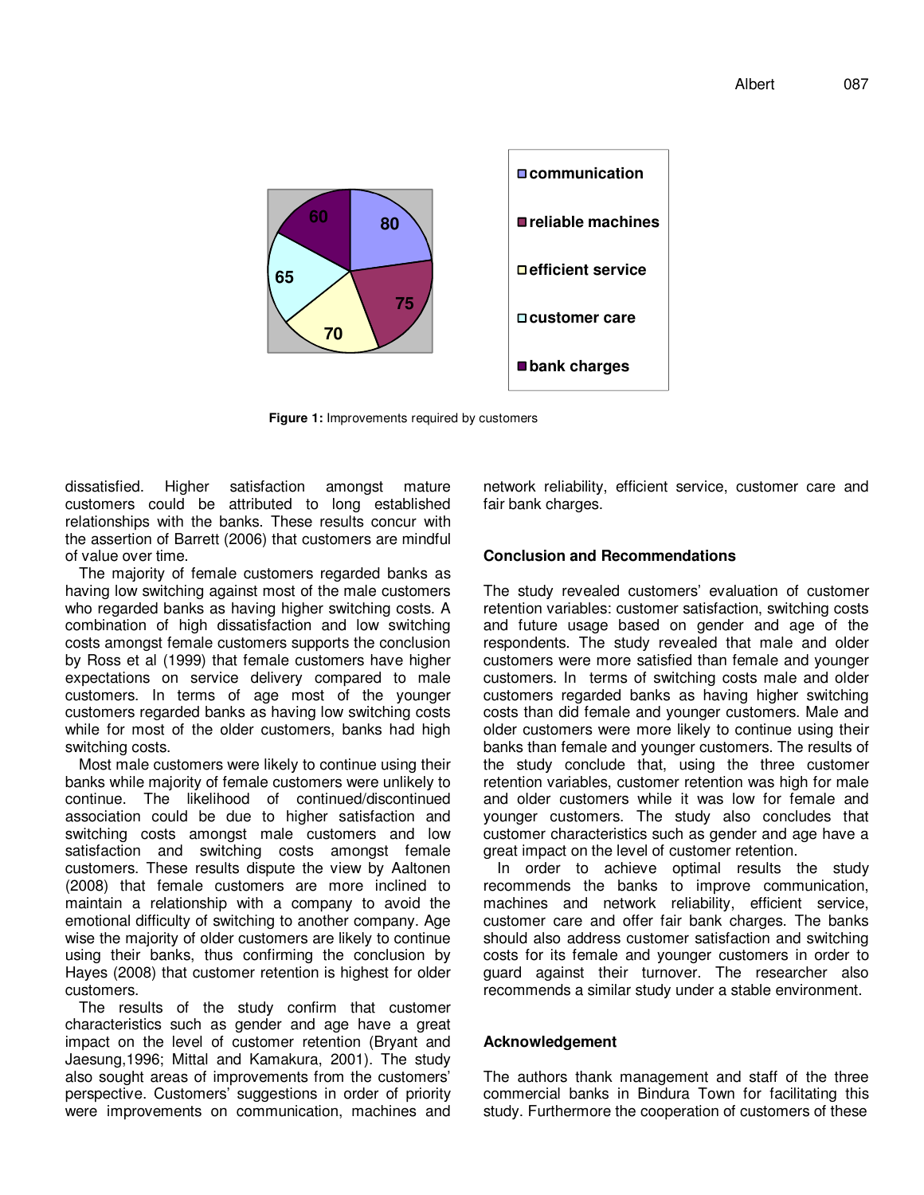**Figure 1:** Improvements required by customers

dissatisfied. Higher satisfaction amongst mature customers could be attributed to long established relationships with the banks. These results concur with the assertion of Barrett (2006) that customers are mindful of value over time.

The majority of female customers regarded banks as having low switching against most of the male customers who regarded banks as having higher switching costs. A combination of high dissatisfaction and low switching costs amongst female customers supports the conclusion by Ross et al (1999) that female customers have higher expectations on service delivery compared to male customers. In terms of age most of the younger customers regarded banks as having low switching costs while for most of the older customers, banks had high switching costs.

Most male customers were likely to continue using their banks while majority of female customers were unlikely to continue. The likelihood of continued/discontinued association could be due to higher satisfaction and switching costs amongst male customers and low satisfaction and switching costs amongst female customers. These results dispute the view by Aaltonen (2008) that female customers are more inclined to maintain a relationship with a company to avoid the emotional difficulty of switching to another company. Age wise the majority of older customers are likely to continue using their banks, thus confirming the conclusion by Hayes (2008) that customer retention is highest for older customers.

The results of the study confirm that customer characteristics such as gender and age have a great impact on the level of customer retention (Bryant and Jaesung,1996; Mittal and Kamakura, 2001). The study also sought areas of improvements from the customers' perspective. Customers' suggestions in order of priority were improvements on communication, machines and network reliability, efficient service, customer care and fair bank charges.

## Conclusion and Recommendations

The study revealed customers' evaluation of customer retention variables: customer satisfaction, switching costs and future usage based on gender and age of the respondents. The study revealed that male and older customers were more satisfied than female and younger customers. In terms of switching costs male and older customers regarded banks as having higher switching costs than did female and younger customers. Male and older customers were more likely to continue using their banks than female and younger customers. The results of the study conclude that, using the three customer retention variables, customer retention was high for male and older customers while it was low for female and younger customers. The study also concludes that customer characteristics such as gender and age have a great impact on the level of customer retention.

In order to achieve optimal results the study recommends the banks to improve communication, machines and network reliability, efficient service, customer care and offer fair bank charges. The banks should also address customer satisfaction and switching costs for its female and younger customers in order to guard against their turnover. The researcher also recommends a similar study under a stable environment.

## Acknowledgement

The authors thank management and staff of the three commercial banks in Bindura Town for facilitating this study. Furthermore the cooperation of customers of these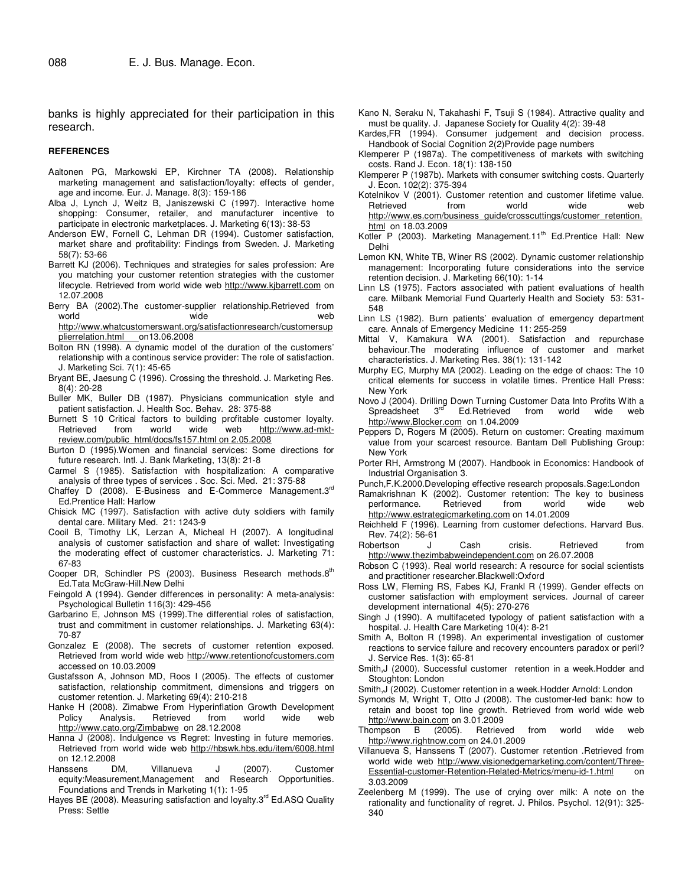banks is highly appreciated for their participation in this research.

## REFERENCES

Aaltonen PG, Markowski EP, Kirchner TA (2008). Relationship marketing management and satisfaction/loyalty: effects of gender, age and income. Eur. J. Manage. 8(3): 159-186

Alba J, Lynch J, Weitz B, Janiszewski C (1997). Interactive home shopping: Consumer, retailer, and manufacturer incentive to participate in electronic marketplaces. J. Marketing 6(13): 38-53

Anderson EW, Fornell C, Lehman DR (1994). Customer satisfaction, market share and profitability: Findings from Sweden. J. Marketing 58(7): 53-66

Barrett KJ (2006). Techniques and strategies for sales profession: Are you matching your customer retention strategies with the customer lifecycle. Retrieved from world wide web http://www.kjbarrett.com on 12.07.2008

Berry BA (2002).The customer-supplier relationship.Retrieved from world wide web http://www.whatcustomerswant.org/satisfactionresearch/customersupplierrelation.html on13.06.2008

Bolton RN (1998). A dynamic model of the duration of the customers' relationship with a continous service provider: The role of satisfaction. J. Marketing Sci. 7(1): 45-65

Bryant BE, Jaesung C (1996). Crossing the threshold. J. Marketing Res. 8(4): 20-28

Buller MK, Buller DB (1987). Physicians communication style and patient satisfaction. J. Health Soc. Behav. 28: 375-88

Burnett S 10 Critical factors to building profitable customer loyalty. Retrieved from world wide web http://www.ad-mkt-review.com/public_html/docs/fs157.html on 2.05.2008

Burton D (1995).Women and financial services: Some directions for future research. Intl. J. Bank Marketing, 13(8): 21-8

Carmel S (1985). Satisfaction with hospitalization: A comparative analysis of three types of services . Soc. Sci. Med. 21: 375-88

Chaffey D (2008). E-Business and E-Commerce Management.3rd Ed.Prentice Hall: Harlow

Chisick MC (1997). Satisfaction with active duty soldiers with family dental care. Military Med. 21: 1243-9

Cooil B, Timothy LK, Lerzan A, Micheal H (2007). A longitudinal analysis of customer satisfaction and share of wallet: Investigating the moderating effect of customer characteristics. J. Marketing 71: 67-83

Cooper DR, Schindler PS (2003). Business Research methods.8th Ed.Tata McGraw-Hill.New Delhi

Feingold A (1994). Gender differences in personality: A meta-analysis: Psychological Bulletin 116(3): 429-456

Garbarino E, Johnson MS (1999).The differential roles of satisfaction, trust and commitment in customer relationships. J. Marketing 63(4): 70-87

Gonzalez E (2008). The secrets of customer retention exposed. Retrieved from world wide web http://www.retentionofcustomers.com accessed on 10.03.2009

Gustafsson A, Johnson MD, Roos I (2005). The effects of customer satisfaction, relationship commitment, dimensions and triggers on customer retention. J. Marketing 69(4): 210-218

Hanke H (2008). Zimabwe From Hyperinflation Growth Development Policy Analysis. Retrieved from world wide web http://www.cato.org/Zimbabwe on 28.12.2008

Hanna J (2008). Indulgence vs Regret: Investing in future memories. Retrieved from world wide web http://hbswk.hbs.edu/item/6008.html on 12.12.2008

Hanssens DM, Villanueva J (2007). Customer equity:Measurement,Management and Research Opportunities. Foundations and Trends in Marketing 1(1): 1-95

Hayes BE (2008). Measuring satisfaction and loyalty.3rd Ed.ASQ Quality Press: Settle

Kano N, Seraku N, Takahashi F, Tsuji S (1984). Attractive quality and must be quality. J. Japanese Society for Quality 4(2): 39-48

Kardes,FR (1994). Consumer judgement and decision process. Handbook of Social Cognition 2(2)Provide page numbers

Klemperer P (1987a). The competitiveness of markets with switching costs. Rand J. Econ. 18(1): 138-150

Klemperer P (1987b). Markets with consumer switching costs. Quarterly J. Econ. 102(2): 375-394

Kotelnikov V (2001). Customer retention and customer lifetime value. Retrieved from world wide web http://www.es.com/business_guide/crosscuttings/customer_retention.html on 18.03.2009

Kotler P (2003). Marketing Management.11th Ed.Prentice Hall: New Delhi

Lemon KN, White TB, Winer RS (2002). Dynamic customer relationship management: Incorporating future considerations into the service retention decision. J. Marketing 66(10): 1-14

Linn LS (1975). Factors associated with patient evaluations of health care. Milbank Memorial Fund Quarterly Health and Society 53: 531-548

Linn LS (1982). Burn patients' evaluation of emergency department care. Annals of Emergency Medicine 11: 255-259

Mittal V, Kamakura WA (2001). Satisfaction and repurchase behaviour.The moderating influence of customer and market characteristics. J. Marketing Res. 38(1): 131-142

Murphy EC, Murphy MA (2002). Leading on the edge of chaos: The 10 critical elements for success in volatile times. Prentice Hall Press: New York

Novo J (2004). Drilling Down Turning Customer Data Into Profits With a Spreadsheet 3rd Ed.Retrieved from world wide web http://www.Blocker.com on 1.04.2009

Peppers D, Rogers M (2005). Return on customer: Creating maximum value from your scarcest resource. Bantam Dell Publishing Group: New York

Porter RH, Armstrong M (2007). Handbook in Economics: Handbook of Industrial Organisation 3.

Punch,F.K.2000.Developing effective research proposals.Sage:London

Ramakrishnan K (2002). Customer retention: The key to business performance. Retrieved from world wide web http://www.estrategicmarketing.com on 14.01.2009

Reichheld F (1996). Learning from customer defections. Harvard Bus. Rev. 74(2): 56-61

Robertson J Cash crisis. Retrieved from http://www.thezimbabweindependent.com on 26.07.2008

Robson C (1993). Real world research: A resource for social scientists and practitioner researcher.Blackwell:Oxford

Ross LW, Fleming RS, Fabes KJ, Frankl R (1999). Gender effects on customer satisfaction with employment services. Journal of career development international 4(5): 270-276

Singh J (1990). A multifaceted typology of patient satisfaction with a hospital. J. Health Care Marketing 10(4): 8-21

Smith A, Bolton R (1998). An experimental investigation of customer reactions to service failure and recovery encounters paradox or peril? J. Service Res. 1(3): 65-81

Smith,J (2000). Successful customer retention in a week.Hodder and Stoughton: London

Smith,J (2002). Customer retention in a week.Hodder Arnold: London

Symonds M, Wright T, Otto J (2008). The customer-led bank: how to retain and boost top line growth. Retrieved from world wide web http://www.bain.com on 3.01.2009

Thompson B (2005). Retrieved from world wide web http://www.rightnow.com on 24.01.2009

Villanueva S, Hanssens T (2007). Customer retention .Retrieved from world wide web http://www.visionedgemarketing.com/content/Three-Essential-customer-Retention-Related-Metrics/menu-id-1.html on 3.03.2009

Zeelenberg M (1999). The use of crying over milk: A note on the rationality and functionality of regret. J. Philos. Psychol. 12(91): 325-340